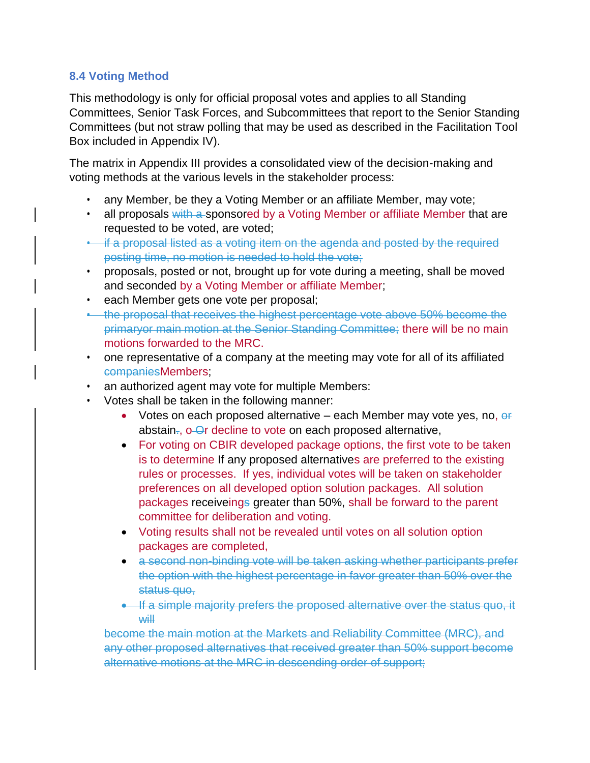### 8.4 Voting Method

This methodology is only for official proposal votes and applies to all Standing Committees, Senior Task Forces, and Subcommittees that report to the Senior Standing Committees (but not straw polling that may be used as described in the Facilitation Tool Box included in Appendix IV).

The matrix in Appendix III provides a consolidated view of the decision-making and voting methods at the various levels in the stakeholder process:

- any Member, be they a Voting Member or an affiliate Member, may vote;
- all proposals ~~with a~~ sponsored by a Voting Member or affiliate Member that are requested to be voted, are voted;
- ~~if a proposal listed as a voting item on the agenda and posted by the required posting time, no motion is needed to hold the vote;~~
- proposals, posted or not, brought up for vote during a meeting, shall be moved and seconded by a Voting Member or affiliate Member;
- each Member gets one vote per proposal;
- ~~the proposal that receives the highest percentage vote above 50% become the primaryor main motion at the Senior Standing Committee;~~ there will be no main motions forwarded to the MRC.
- one representative of a company at the meeting may vote for all of its affiliated ~~companies~~Members;
- an authorized agent may vote for multiple Members:
- Votes shall be taken in the following manner:
  - Votes on each proposed alternative – each Member may vote yes, no, ~~or~~ abstain~~.~~, o~~O~~r decline to vote on each proposed alternative,
  - For voting on CBIR developed package options, the first vote to be taken is to determine If any proposed alternatives are preferred to the existing rules or processes. If yes, individual votes will be taken on stakeholder preferences on all developed option solution packages. All solution packages receiveing~~s~~ greater than 50%, shall be forward to the parent committee for deliberation and voting.
  - Voting results shall not be revealed until votes on all solution option packages are completed,
  - ~~a second non-binding vote will be taken asking whether participants prefer the option with the highest percentage in favor greater than 50% over the status quo,~~
  - ~~If a simple majority prefers the proposed alternative over the status quo, it will~~

  ~~become the main motion at the Markets and Reliability Committee (MRC), and any other proposed alternatives that received greater than 50% support become alternative motions at the MRC in descending order of support;~~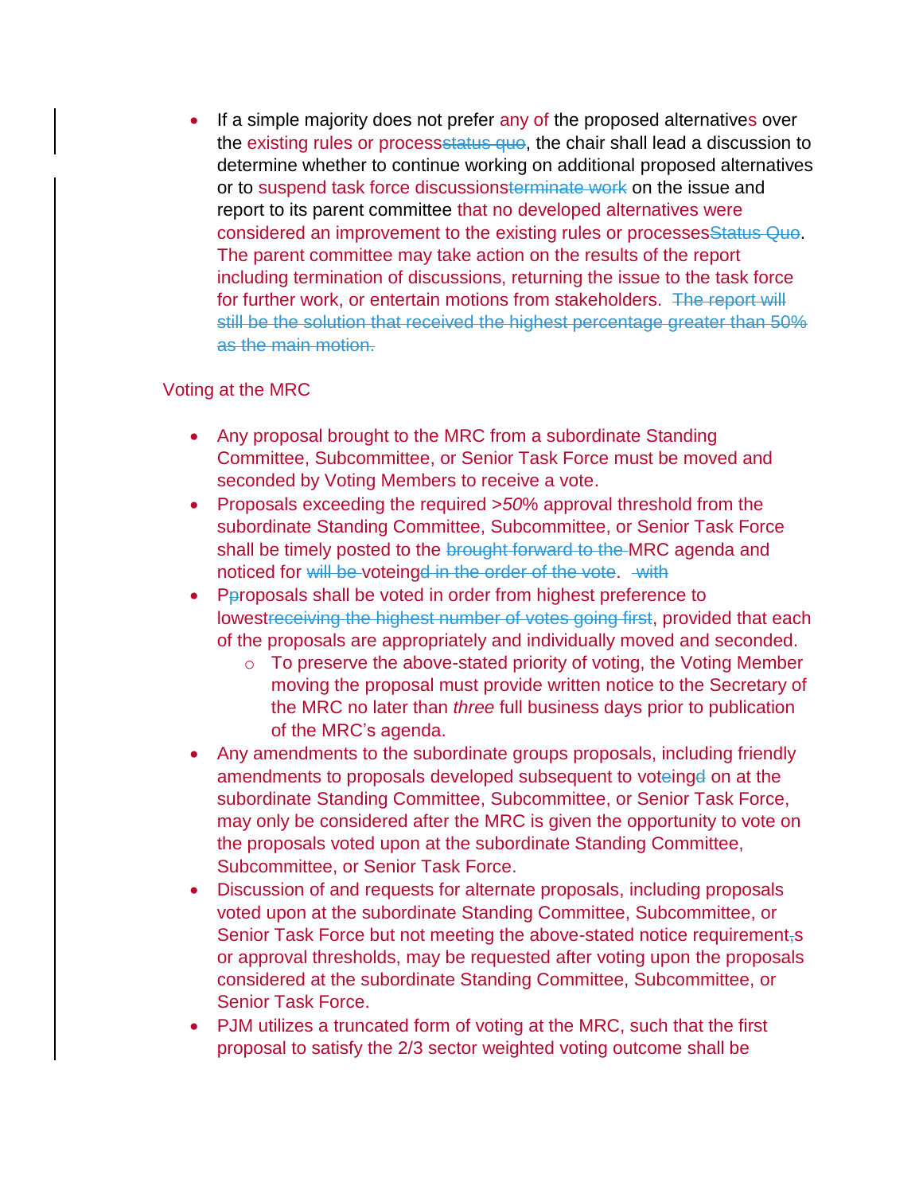- If a simple majority does not prefer any of the proposed alternatives over the existing rules or process~~status quo~~, the chair shall lead a discussion to determine whether to continue working on additional proposed alternatives or to suspend task force discussions~~terminate work~~ on the issue and report to its parent committee that no developed alternatives were considered an improvement to the existing rules or processes~~Status Quo~~. The parent committee may take action on the results of the report including termination of discussions, returning the issue to the task force for further work, or entertain motions from stakeholders. ~~The report will still be the solution that received the highest percentage greater than 50% as the main motion.~~

Voting at the MRC

- Any proposal brought to the MRC from a subordinate Standing Committee, Subcommittee, or Senior Task Force must be moved and seconded by Voting Members to receive a vote.
- Proposals exceeding the required >*50%* approval threshold from the subordinate Standing Committee, Subcommittee, or Senior Task Force shall be timely posted to the ~~brought forward to the~~ MRC agenda and noticed for ~~will be~~ voteing~~d in the order of the vote~~. ~~with~~
- P~~p~~roposals shall be voted in order from highest preference to lowest~~receiving the highest number of votes going first~~, provided that each of the proposals are appropriately and individually moved and seconded.
  - To preserve the above-stated priority of voting, the Voting Member moving the proposal must provide written notice to the Secretary of the MRC no later than *three* full business days prior to publication of the MRC's agenda.
- Any amendments to the subordinate groups proposals, including friendly amendments to proposals developed subsequent to vot~~e~~ing~~d~~ on at the subordinate Standing Committee, Subcommittee, or Senior Task Force, may only be considered after the MRC is given the opportunity to vote on the proposals voted upon at the subordinate Standing Committee, Subcommittee, or Senior Task Force.
- Discussion of and requests for alternate proposals, including proposals voted upon at the subordinate Standing Committee, Subcommittee, or Senior Task Force but not meeting the above-stated notice requirement~~,~~s or approval thresholds, may be requested after voting upon the proposals considered at the subordinate Standing Committee, Subcommittee, or Senior Task Force.
- PJM utilizes a truncated form of voting at the MRC, such that the first proposal to satisfy the 2/3 sector weighted voting outcome shall be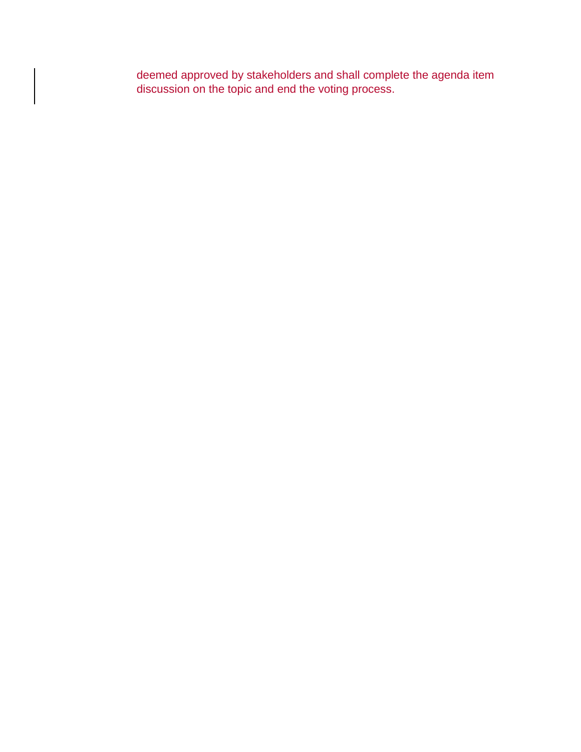deemed approved by stakeholders and shall complete the agenda item discussion on the topic and end the voting process.